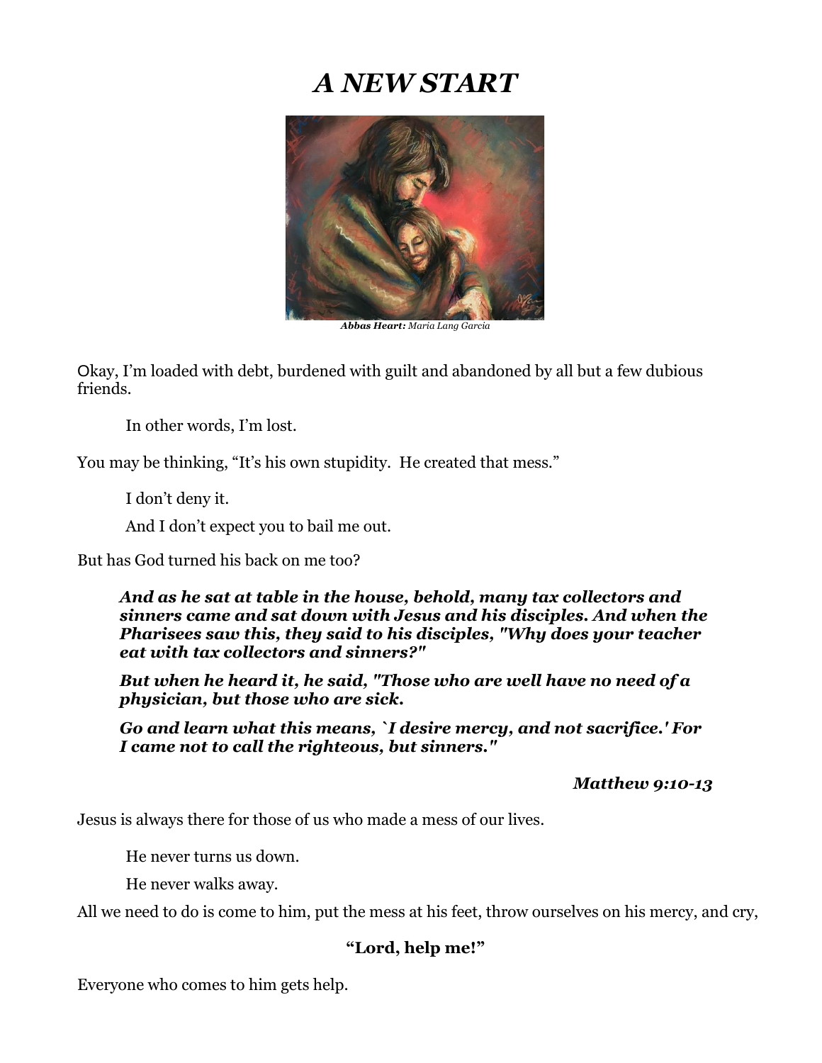# *A NEW START*

***Abbas Heart:*** *Maria Lang Garcia*

Okay, I'm loaded with debt, burdened with guilt and abandoned by all but a few dubious friends.

In other words, I'm lost.

You may be thinking, "It's his own stupidity. He created that mess."

I don't deny it.

And I don't expect you to bail me out.

But has God turned his back on me too?

> ***And as he sat at table in the house, behold, many tax collectors and sinners came and sat down with Jesus and his disciples. And when the Pharisees saw this, they said to his disciples, "Why does your teacher eat with tax collectors and sinners?"***
>
> ***But when he heard it, he said, "Those who are well have no need of a physician, but those who are sick.***
>
> ***Go and learn what this means, `I desire mercy, and not sacrifice.' For I came not to call the righteous, but sinners."***
>
> ***Matthew 9:10-13***

Jesus is always there for those of us who made a mess of our lives.

He never turns us down.

He never walks away.

All we need to do is come to him, put the mess at his feet, throw ourselves on his mercy, and cry,

**"Lord, help me!"**

Everyone who comes to him gets help.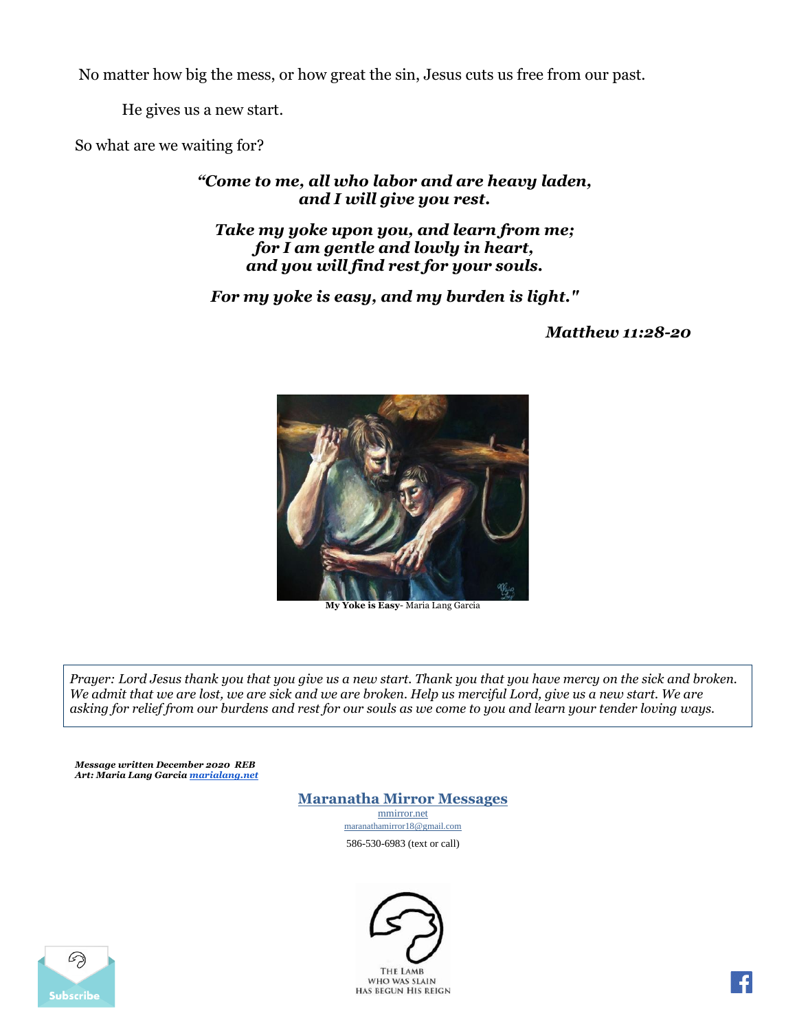No matter how big the mess, or how great the sin, Jesus cuts us free from our past.

He gives us a new start.

So what are we waiting for?

***"Come to me, all who labor and are heavy laden,***
***and I will give you rest.***

***Take my yoke upon you, and learn from me;***
***for I am gentle and lowly in heart,***
***and you will find rest for your souls.***

***For my yoke is easy, and my burden is light."***

***Matthew 11:28-20***

**My Yoke is Easy**- Maria Lang Garcia

*Prayer: Lord Jesus thank you that you give us a new start. Thank you that you have mercy on the sick and broken. We admit that we are lost, we are sick and we are broken. Help us merciful Lord, give us a new start. We are asking for relief from our burdens and rest for our souls as we come to you and learn your tender loving ways.*

***Message written December 2020 REB***
***Art: Maria Lang Garcia [marialang.net](marialang.net)***

**Maranatha Mirror Messages**
mmirror.net
maranathamirror18@gmail.com
586-530-6983 (text or call)

THE LAMB WHO WAS SLAIN HAS BEGUN HIS REIGN

Subscribe